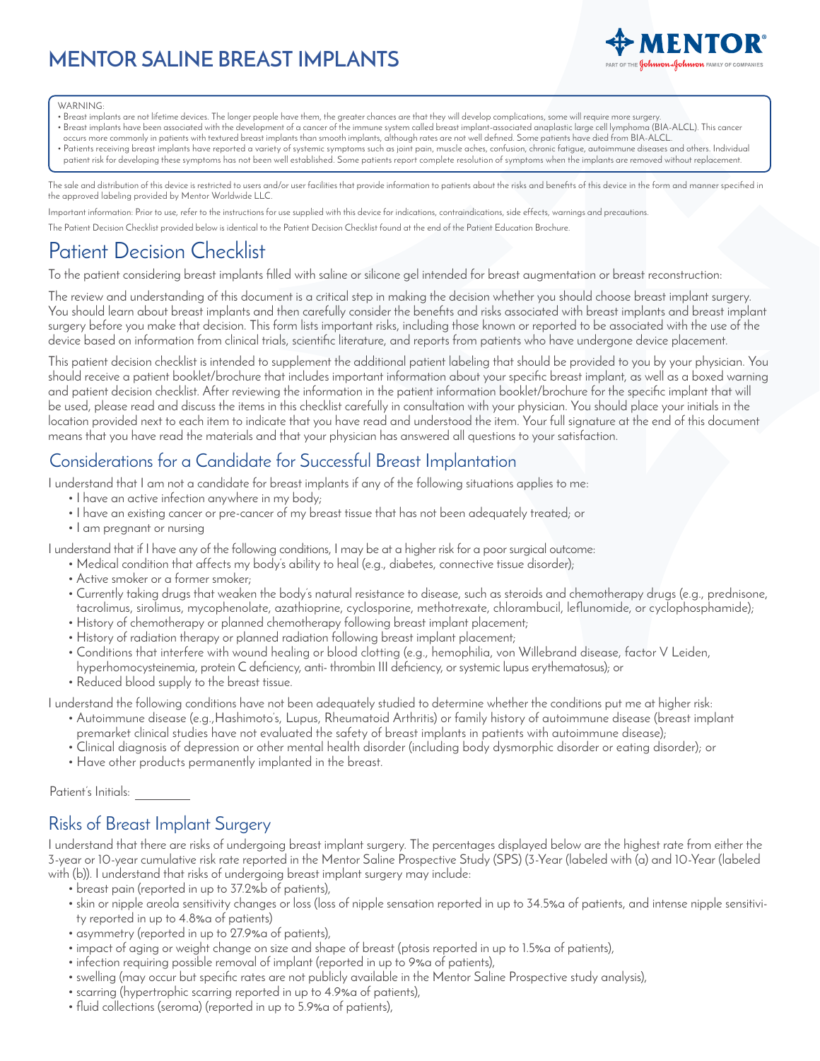# MENTOR SALINE BREAST IMPLANTS

WARNING:
- Breast implants are not lifetime devices. The longer people have them, the greater chances are that they will develop complications, some will require more surgery.
- Breast implants have been associated with the development of a cancer of the immune system called breast implant-associated anaplastic large cell lymphoma (BIA-ALCL). This cancer occurs more commonly in patients with textured breast implants than smooth implants, although rates are not well defined. Some patients have died from BIA-ALCL.
- Patients receiving breast implants have reported a variety of systemic symptoms such as joint pain, muscle aches, confusion, chronic fatigue, autoimmune diseases and others. Individual patient risk for developing these symptoms has not been well established. Some patients report complete resolution of symptoms when the implants are removed without replacement.

The sale and distribution of this device is restricted to users and/or user facilities that provide information to patients about the risks and benefits of this device in the form and manner specified in the approved labeling provided by Mentor Worldwide LLC.

Important information: Prior to use, refer to the instructions for use supplied with this device for indications, contraindications, side effects, warnings and precautions.

The Patient Decision Checklist provided below is identical to the Patient Decision Checklist found at the end of the Patient Education Brochure.

# Patient Decision Checklist

To the patient considering breast implants filled with saline or silicone gel intended for breast augmentation or breast reconstruction:

The review and understanding of this document is a critical step in making the decision whether you should choose breast implant surgery. You should learn about breast implants and then carefully consider the benefits and risks associated with breast implants and breast implant surgery before you make that decision. This form lists important risks, including those known or reported to be associated with the use of the device based on information from clinical trials, scientific literature, and reports from patients who have undergone device placement.

This patient decision checklist is intended to supplement the additional patient labeling that should be provided to you by your physician. You should receive a patient booklet/brochure that includes important information about your specific breast implant, as well as a boxed warning and patient decision checklist. After reviewing the information in the patient information booklet/brochure for the specific implant that will be used, please read and discuss the items in this checklist carefully in consultation with your physician. You should place your initials in the location provided next to each item to indicate that you have read and understood the item. Your full signature at the end of this document means that you have read the materials and that your physician has answered all questions to your satisfaction.

## Considerations for a Candidate for Successful Breast Implantation

I understand that I am not a candidate for breast implants if any of the following situations applies to me:

- I have an active infection anywhere in my body;
- I have an existing cancer or pre-cancer of my breast tissue that has not been adequately treated; or
- I am pregnant or nursing

I understand that if I have any of the following conditions, I may be at a higher risk for a poor surgical outcome:

- Medical condition that affects my body's ability to heal (e.g., diabetes, connective tissue disorder);
- Active smoker or a former smoker;
- Currently taking drugs that weaken the body's natural resistance to disease, such as steroids and chemotherapy drugs (e.g., prednisone, tacrolimus, sirolimus, mycophenolate, azathioprine, cyclosporine, methotrexate, chlorambucil, leflunomide, or cyclophosphamide);
- History of chemotherapy or planned chemotherapy following breast implant placement;
- History of radiation therapy or planned radiation following breast implant placement;
- Conditions that interfere with wound healing or blood clotting (e.g., hemophilia, von Willebrand disease, factor V Leiden, hyperhomocysteinemia, protein C deficiency, anti- thrombin III deficiency, or systemic lupus erythematosus); or
- Reduced blood supply to the breast tissue.

I understand the following conditions have not been adequately studied to determine whether the conditions put me at higher risk:

- Autoimmune disease (e.g.,Hashimoto's, Lupus, Rheumatoid Arthritis) or family history of autoimmune disease (breast implant premarket clinical studies have not evaluated the safety of breast implants in patients with autoimmune disease);
- Clinical diagnosis of depression or other mental health disorder (including body dysmorphic disorder or eating disorder); or
- Have other products permanently implanted in the breast.

Patient's Initials: ________

## Risks of Breast Implant Surgery

I understand that there are risks of undergoing breast implant surgery. The percentages displayed below are the highest rate from either the 3-year or 10-year cumulative risk rate reported in the Mentor Saline Prospective Study (SPS) (3-Year (labeled with (a) and 10-Year (labeled with (b)). I understand that risks of undergoing breast implant surgery may include:

- breast pain (reported in up to 37.2%b of patients),
- skin or nipple areola sensitivity changes or loss (loss of nipple sensation reported in up to 34.5%a of patients, and intense nipple sensitivity reported in up to 4.8%a of patients)
- asymmetry (reported in up to 27.9%a of patients),
- impact of aging or weight change on size and shape of breast (ptosis reported in up to 1.5%a of patients),
- infection requiring possible removal of implant (reported in up to 9%a of patients),
- swelling (may occur but specific rates are not publicly available in the Mentor Saline Prospective study analysis),
- scarring (hypertrophic scarring reported in up to 4.9%a of patients),
- fluid collections (seroma) (reported in up to 5.9%a of patients),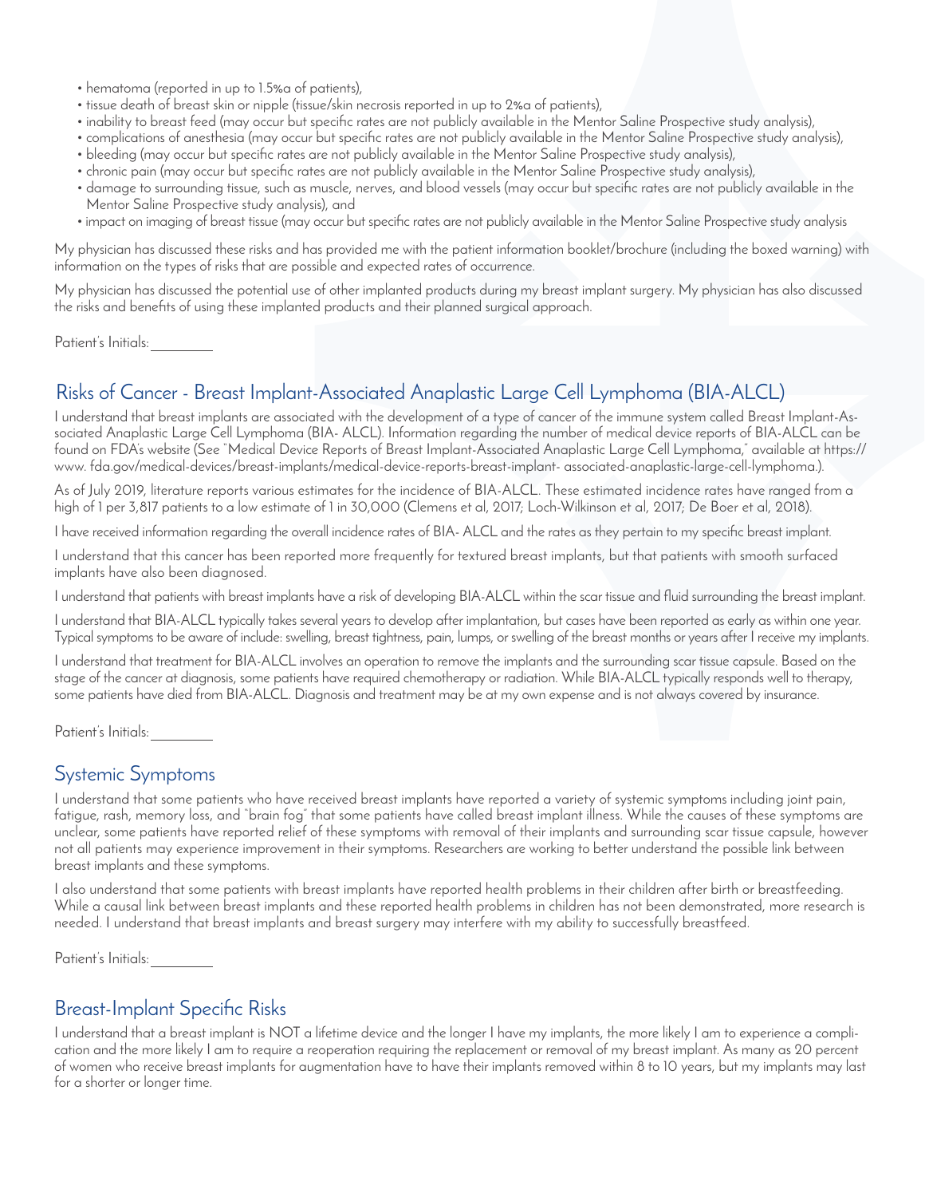- hematoma (reported in up to 1.5%a of patients),
- tissue death of breast skin or nipple (tissue/skin necrosis reported in up to 2%a of patients),
- inability to breast feed (may occur but specific rates are not publicly available in the Mentor Saline Prospective study analysis),
- complications of anesthesia (may occur but specific rates are not publicly available in the Mentor Saline Prospective study analysis),
- bleeding (may occur but specific rates are not publicly available in the Mentor Saline Prospective study analysis),
- chronic pain (may occur but specific rates are not publicly available in the Mentor Saline Prospective study analysis),
- damage to surrounding tissue, such as muscle, nerves, and blood vessels (may occur but specific rates are not publicly available in the Mentor Saline Prospective study analysis), and
- impact on imaging of breast tissue (may occur but specific rates are not publicly available in the Mentor Saline Prospective study analysis

My physician has discussed these risks and has provided me with the patient information booklet/brochure (including the boxed warning) with information on the types of risks that are possible and expected rates of occurrence.

My physician has discussed the potential use of other implanted products during my breast implant surgery. My physician has also discussed the risks and benefits of using these implanted products and their planned surgical approach.

Patient's Initials: ________

## Risks of Cancer - Breast Implant-Associated Anaplastic Large Cell Lymphoma (BIA-ALCL)

I understand that breast implants are associated with the development of a type of cancer of the immune system called Breast Implant-Associated Anaplastic Large Cell Lymphoma (BIA- ALCL). Information regarding the number of medical device reports of BIA-ALCL can be found on FDA's website (See "Medical Device Reports of Breast Implant-Associated Anaplastic Large Cell Lymphoma," available at https://www. fda.gov/medical-devices/breast-implants/medical-device-reports-breast-implant- associated-anaplastic-large-cell-lymphoma.).

As of July 2019, literature reports various estimates for the incidence of BIA-ALCL. These estimated incidence rates have ranged from a high of 1 per 3,817 patients to a low estimate of 1 in 30,000 (Clemens et al, 2017; Loch-Wilkinson et al, 2017; De Boer et al, 2018).

I have received information regarding the overall incidence rates of BIA- ALCL and the rates as they pertain to my specific breast implant.

I understand that this cancer has been reported more frequently for textured breast implants, but that patients with smooth surfaced implants have also been diagnosed.

I understand that patients with breast implants have a risk of developing BIA-ALCL within the scar tissue and fluid surrounding the breast implant.

I understand that BIA-ALCL typically takes several years to develop after implantation, but cases have been reported as early as within one year. Typical symptoms to be aware of include: swelling, breast tightness, pain, lumps, or swelling of the breast months or years after I receive my implants.

I understand that treatment for BIA-ALCL involves an operation to remove the implants and the surrounding scar tissue capsule. Based on the stage of the cancer at diagnosis, some patients have required chemotherapy or radiation. While BIA-ALCL typically responds well to therapy, some patients have died from BIA-ALCL. Diagnosis and treatment may be at my own expense and is not always covered by insurance.

Patient's Initials: ________

## Systemic Symptoms

I understand that some patients who have received breast implants have reported a variety of systemic symptoms including joint pain, fatigue, rash, memory loss, and "brain fog" that some patients have called breast implant illness. While the causes of these symptoms are unclear, some patients have reported relief of these symptoms with removal of their implants and surrounding scar tissue capsule, however not all patients may experience improvement in their symptoms. Researchers are working to better understand the possible link between breast implants and these symptoms.

I also understand that some patients with breast implants have reported health problems in their children after birth or breastfeeding. While a causal link between breast implants and these reported health problems in children has not been demonstrated, more research is needed. I understand that breast implants and breast surgery may interfere with my ability to successfully breastfeed.

Patient's Initials: ________

## Breast-Implant Specific Risks

I understand that a breast implant is NOT a lifetime device and the longer I have my implants, the more likely I am to experience a complication and the more likely I am to require a reoperation requiring the replacement or removal of my breast implant. As many as 20 percent of women who receive breast implants for augmentation have to have their implants removed within 8 to 10 years, but my implants may last for a shorter or longer time.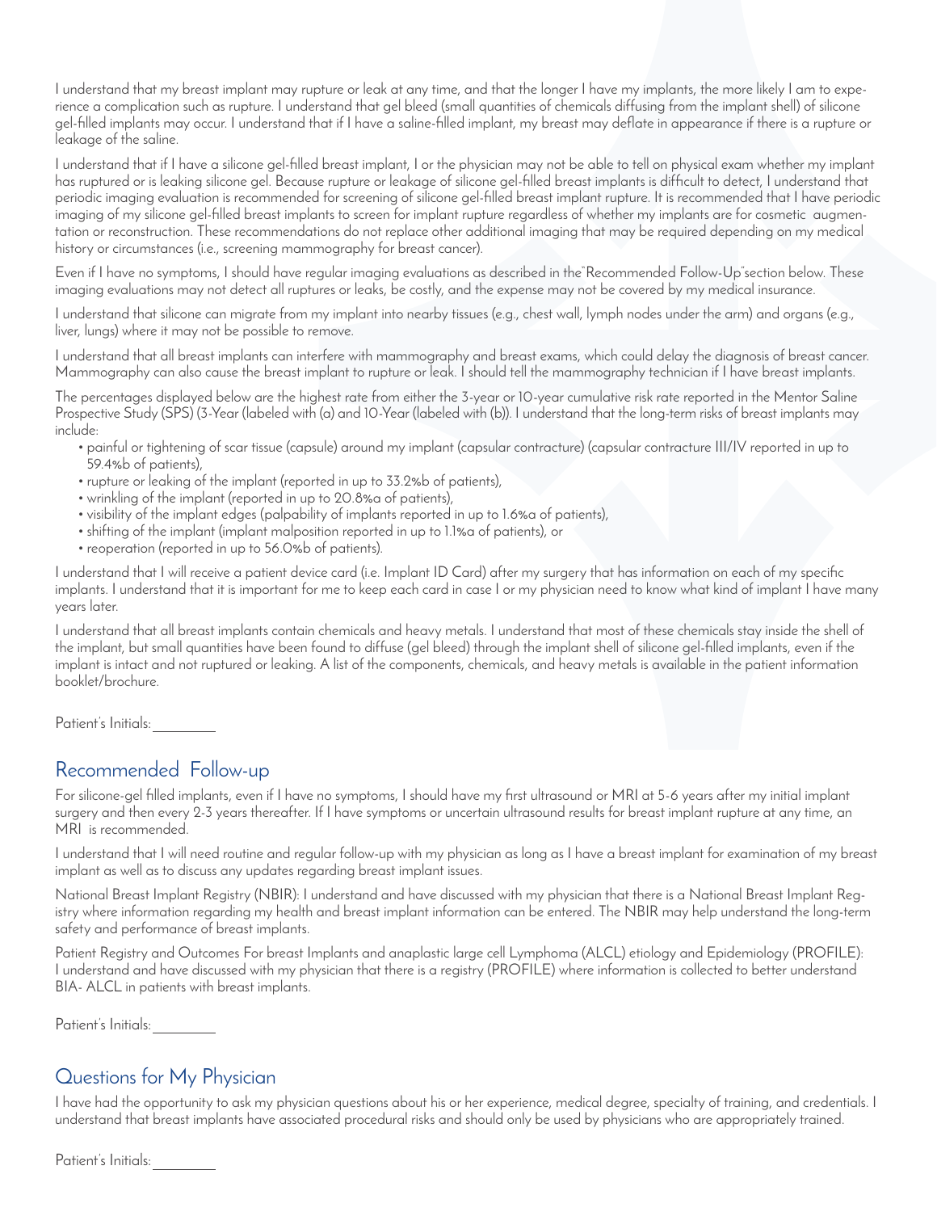I understand that my breast implant may rupture or leak at any time, and that the longer I have my implants, the more likely I am to experience a complication such as rupture. I understand that gel bleed (small quantities of chemicals diffusing from the implant shell) of silicone gel-filled implants may occur. I understand that if I have a saline-filled implant, my breast may deflate in appearance if there is a rupture or leakage of the saline.

I understand that if I have a silicone gel-filled breast implant, I or the physician may not be able to tell on physical exam whether my implant has ruptured or is leaking silicone gel. Because rupture or leakage of silicone gel-filled breast implants is difficult to detect, I understand that periodic imaging evaluation is recommended for screening of silicone gel-filled breast implant rupture. It is recommended that I have periodic imaging of my silicone gel-filled breast implants to screen for implant rupture regardless of whether my implants are for cosmetic augmentation or reconstruction. These recommendations do not replace other additional imaging that may be required depending on my medical history or circumstances (i.e., screening mammography for breast cancer).

Even if I have no symptoms, I should have regular imaging evaluations as described in the "Recommended Follow-Up" section below. These imaging evaluations may not detect all ruptures or leaks, be costly, and the expense may not be covered by my medical insurance.

I understand that silicone can migrate from my implant into nearby tissues (e.g., chest wall, lymph nodes under the arm) and organs (e.g., liver, lungs) where it may not be possible to remove.

I understand that all breast implants can interfere with mammography and breast exams, which could delay the diagnosis of breast cancer. Mammography can also cause the breast implant to rupture or leak. I should tell the mammography technician if I have breast implants.

The percentages displayed below are the highest rate from either the 3-year or 10-year cumulative risk rate reported in the Mentor Saline Prospective Study (SPS) (3-Year (labeled with (a) and 10-Year (labeled with (b)). I understand that the long-term risks of breast implants may include:

- painful or tightening of scar tissue (capsule) around my implant (capsular contracture) (capsular contracture III/IV reported in up to 59.4%b of patients),
- rupture or leaking of the implant (reported in up to 33.2%b of patients),
- wrinkling of the implant (reported in up to 20.8%a of patients),
- visibility of the implant edges (palpability of implants reported in up to 1.6%a of patients),
- shifting of the implant (implant malposition reported in up to 1.1%a of patients), or
- reoperation (reported in up to 56.0%b of patients).

I understand that I will receive a patient device card (i.e. Implant ID Card) after my surgery that has information on each of my specific implants. I understand that it is important for me to keep each card in case I or my physician need to know what kind of implant I have many years later.

I understand that all breast implants contain chemicals and heavy metals. I understand that most of these chemicals stay inside the shell of the implant, but small quantities have been found to diffuse (gel bleed) through the implant shell of silicone gel-filled implants, even if the implant is intact and not ruptured or leaking. A list of the components, chemicals, and heavy metals is available in the patient information booklet/brochure.

Patient's Initials: ________

## Recommended Follow-up

For silicone-gel filled implants, even if I have no symptoms, I should have my first ultrasound or MRI at 5-6 years after my initial implant surgery and then every 2-3 years thereafter. If I have symptoms or uncertain ultrasound results for breast implant rupture at any time, an MRI is recommended.

I understand that I will need routine and regular follow-up with my physician as long as I have a breast implant for examination of my breast implant as well as to discuss any updates regarding breast implant issues.

National Breast Implant Registry (NBIR): I understand and have discussed with my physician that there is a National Breast Implant Registry where information regarding my health and breast implant information can be entered. The NBIR may help understand the long-term safety and performance of breast implants.

Patient Registry and Outcomes For breast Implants and anaplastic large cell Lymphoma (ALCL) etiology and Epidemiology (PROFILE): I understand and have discussed with my physician that there is a registry (PROFILE) where information is collected to better understand BIA- ALCL in patients with breast implants.

Patient's Initials: ________

## Questions for My Physician

I have had the opportunity to ask my physician questions about his or her experience, medical degree, specialty of training, and credentials. I understand that breast implants have associated procedural risks and should only be used by physicians who are appropriately trained.

Patient's Initials: ________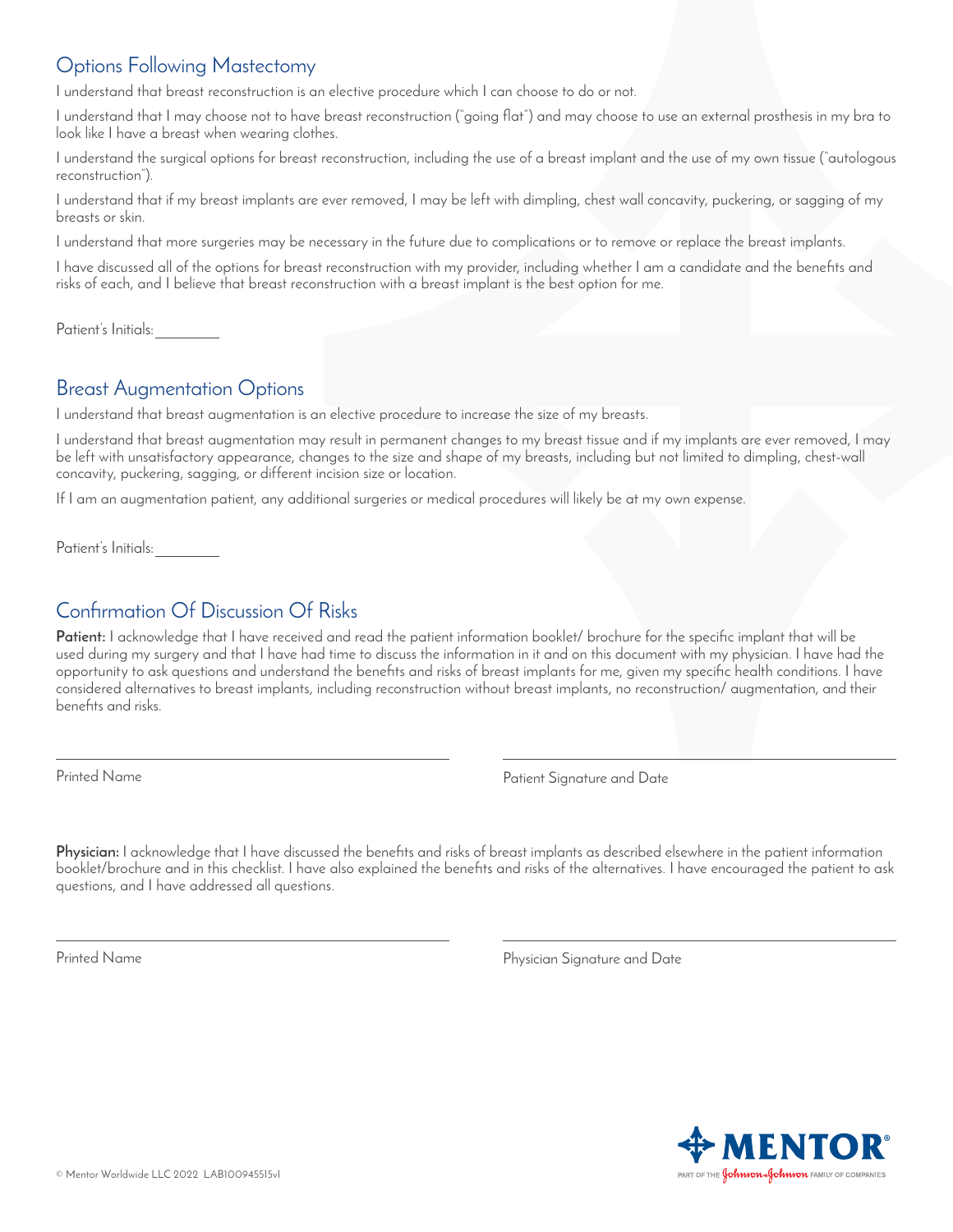## Options Following Mastectomy

I understand that breast reconstruction is an elective procedure which I can choose to do or not.

I understand that I may choose not to have breast reconstruction ("going flat") and may choose to use an external prosthesis in my bra to look like I have a breast when wearing clothes.

I understand the surgical options for breast reconstruction, including the use of a breast implant and the use of my own tissue ("autologous reconstruction").

I understand that if my breast implants are ever removed, I may be left with dimpling, chest wall concavity, puckering, or sagging of my breasts or skin.

I understand that more surgeries may be necessary in the future due to complications or to remove or replace the breast implants.

I have discussed all of the options for breast reconstruction with my provider, including whether I am a candidate and the benefits and risks of each, and I believe that breast reconstruction with a breast implant is the best option for me.

Patient's Initials: ________

## Breast Augmentation Options

I understand that breast augmentation is an elective procedure to increase the size of my breasts.

I understand that breast augmentation may result in permanent changes to my breast tissue and if my implants are ever removed, I may be left with unsatisfactory appearance, changes to the size and shape of my breasts, including but not limited to dimpling, chest-wall concavity, puckering, sagging, or different incision size or location.

If I am an augmentation patient, any additional surgeries or medical procedures will likely be at my own expense.

Patient's Initials: ________

## Confirmation Of Discussion Of Risks

**Patient:** I acknowledge that I have received and read the patient information booklet/ brochure for the specific implant that will be used during my surgery and that I have had time to discuss the information in it and on this document with my physician. I have had the opportunity to ask questions and understand the benefits and risks of breast implants for me, given my specific health conditions. I have considered alternatives to breast implants, including reconstruction without breast implants, no reconstruction/ augmentation, and their benefits and risks.

______________________________ ______________________________

Printed Name Patient Signature and Date

**Physician:** I acknowledge that I have discussed the benefits and risks of breast implants as described elsewhere in the patient information booklet/brochure and in this checklist. I have also explained the benefits and risks of the alternatives. I have encouraged the patient to ask questions, and I have addressed all questions.

______________________________ ______________________________

Printed Name Physician Signature and Date

© Mentor Worldwide LLC 2022 LAB100945515v1

MENTOR® PART OF THE Johnson & Johnson FAMILY OF COMPANIES